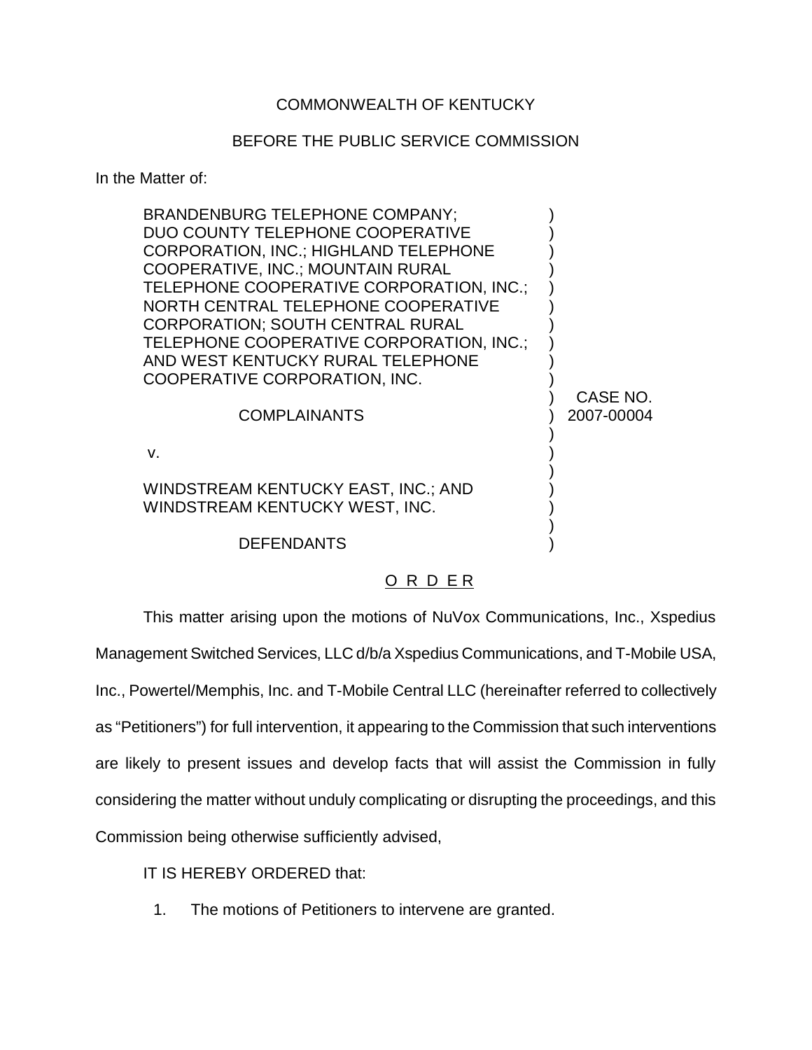COMMONWEALTH OF KENTUCKY

BEFORE THE PUBLIC SERVICE COMMISSION

In the Matter of:

BRANDENBURG TELEPHONE COMPANY; DUO COUNTY TELEPHONE COOPERATIVE CORPORATION, INC.; HIGHLAND TELEPHONE COOPERATIVE, INC.; MOUNTAIN RURAL TELEPHONE COOPERATIVE CORPORATION, INC.; NORTH CENTRAL TELEPHONE COOPERATIVE CORPORATION; SOUTH CENTRAL RURAL TELEPHONE COOPERATIVE CORPORATION, INC.; AND WEST KENTUCKY RURAL TELEPHONE COOPERATIVE CORPORATION, INC.

COMPLAINANTS

v.

WINDSTREAM KENTUCKY EAST, INC.; AND WINDSTREAM KENTUCKY WEST, INC.

DEFENDANTS

CASE NO. 2007-00004

O R D E R

This matter arising upon the motions of NuVox Communications, Inc., Xspedius Management Switched Services, LLC d/b/a Xspedius Communications, and T-Mobile USA, Inc., Powertel/Memphis, Inc. and T-Mobile Central LLC (hereinafter referred to collectively as "Petitioners") for full intervention, it appearing to the Commission that such interventions are likely to present issues and develop facts that will assist the Commission in fully considering the matter without unduly complicating or disrupting the proceedings, and this Commission being otherwise sufficiently advised,

IT IS HEREBY ORDERED that:

1. The motions of Petitioners to intervene are granted.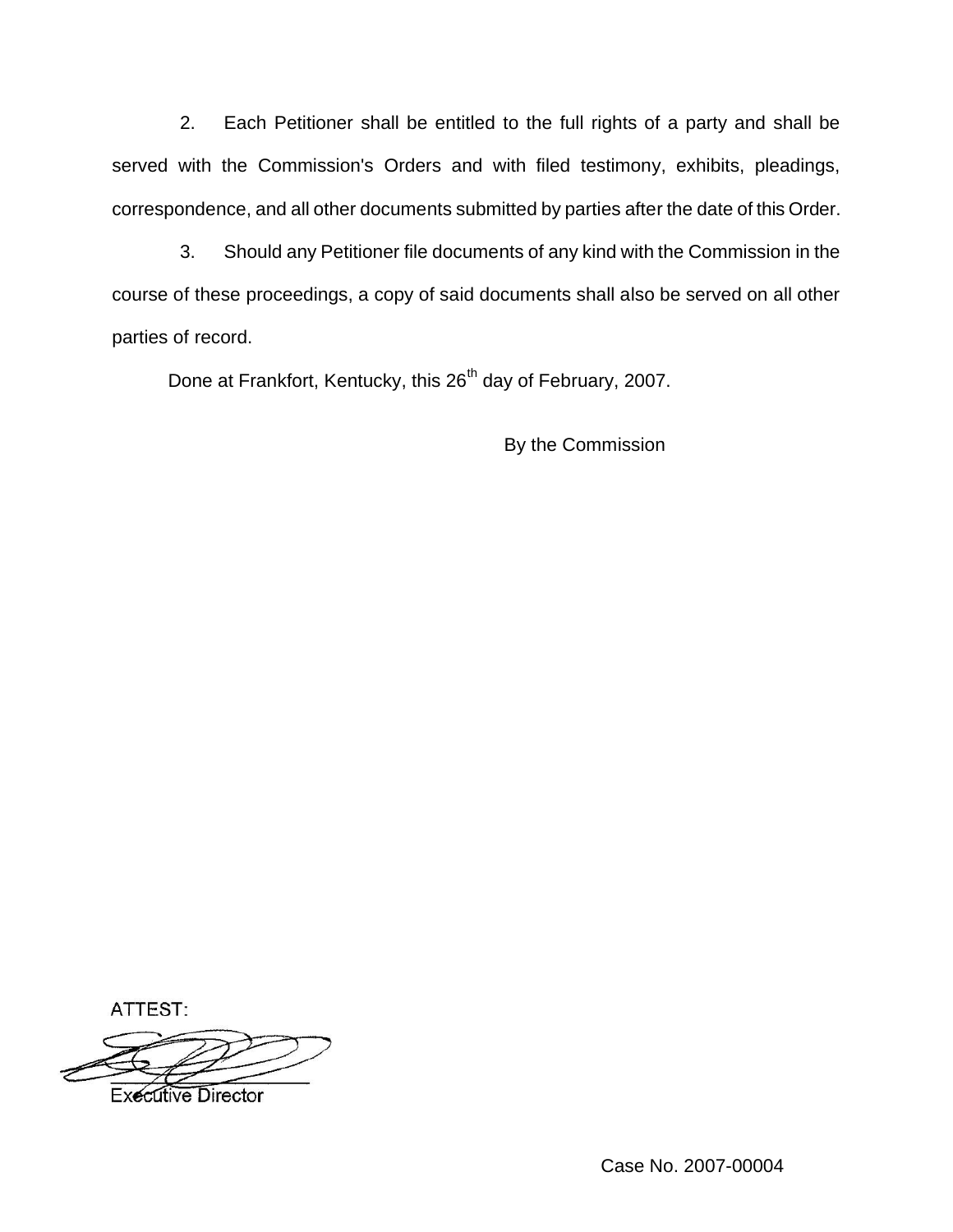2. Each Petitioner shall be entitled to the full rights of a party and shall be served with the Commission's Orders and with filed testimony, exhibits, pleadings, correspondence, and all other documents submitted by parties after the date of this Order.

3. Should any Petitioner file documents of any kind with the Commission in the course of these proceedings, a copy of said documents shall also be served on all other parties of record.

Done at Frankfort, Kentucky, this 26th day of February, 2007.

By the Commission

ATTEST:

Executive Director

Case No. 2007-00004